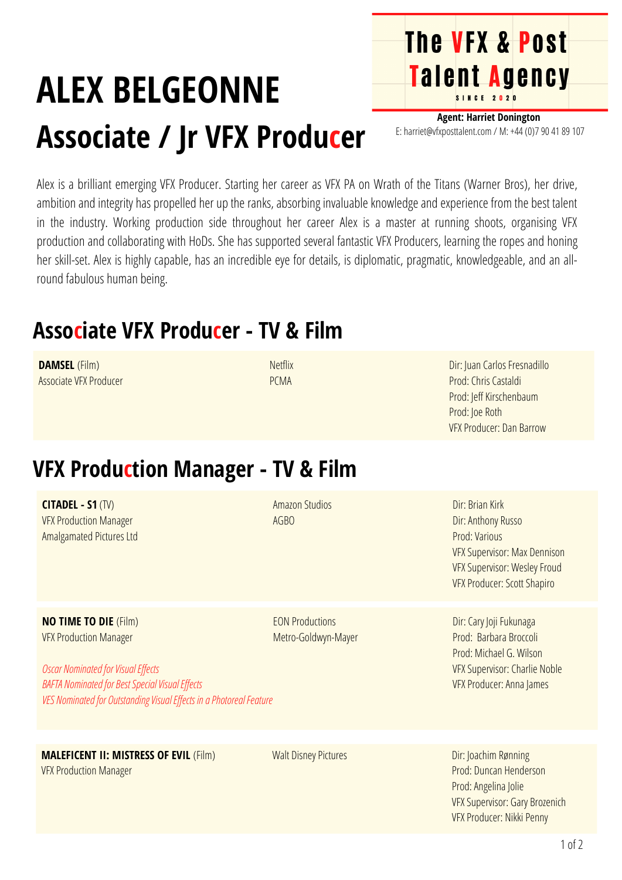# ALEX BELGEONNE

## Associate / Jr VFX Producer

**The VFX & Post Talent Agency**
SINCE 2020

**Agent: Harriet Donington**
E: harriet@vfxposttalent.com / M: +44 (0)7 90 41 89 107

Alex is a brilliant emerging VFX Producer. Starting her career as VFX PA on Wrath of the Titans (Warner Bros), her drive, ambition and integrity has propelled her up the ranks, absorbing invaluable knowledge and experience from the best talent in the industry. Working production side throughout her career Alex is a master at running shoots, organising VFX production and collaborating with HoDs. She has supported several fantastic VFX Producers, learning the ropes and honing her skill-set. Alex is highly capable, has an incredible eye for details, is diplomatic, pragmatic, knowledgeable, and an all-round fabulous human being.

## Associate VFX Producer - TV & Film

| | | |
|---|---|---|
| **DAMSEL** (Film)<br>Associate VFX Producer | Netflix<br>PCMA | Dir: Juan Carlos Fresnadillo<br>Prod: Chris Castaldi<br>Prod: Jeff Kirschenbaum<br>Prod: Joe Roth<br>VFX Producer: Dan Barrow |

## VFX Production Manager - TV & Film

| | | |
|---|---|---|
| **CITADEL - S1** (TV)<br>VFX Production Manager<br>Amalgamated Pictures Ltd | Amazon Studios<br>AGBO | Dir: Brian Kirk<br>Dir: Anthony Russo<br>Prod: Various<br>VFX Supervisor: Max Dennison<br>VFX Supervisor: Wesley Froud<br>VFX Producer: Scott Shapiro |
| **NO TIME TO DIE** (Film)<br>VFX Production Manager<br><br>*Oscar Nominated for Visual Effects*<br>*BAFTA Nominated for Best Special Visual Effects*<br>*VES Nominated for Outstanding Visual Effects in a Photoreal Feature* | EON Productions<br>Metro-Goldwyn-Mayer | Dir: Cary Joji Fukunaga<br>Prod: Barbara Broccoli<br>Prod: Michael G. Wilson<br>VFX Supervisor: Charlie Noble<br>VFX Producer: Anna James |
| **MALEFICENT II: MISTRESS OF EVIL** (Film)<br>VFX Production Manager | Walt Disney Pictures | Dir: Joachim Rønning<br>Prod: Duncan Henderson<br>Prod: Angelina Jolie<br>VFX Supervisor: Gary Brozenich<br>VFX Producer: Nikki Penny |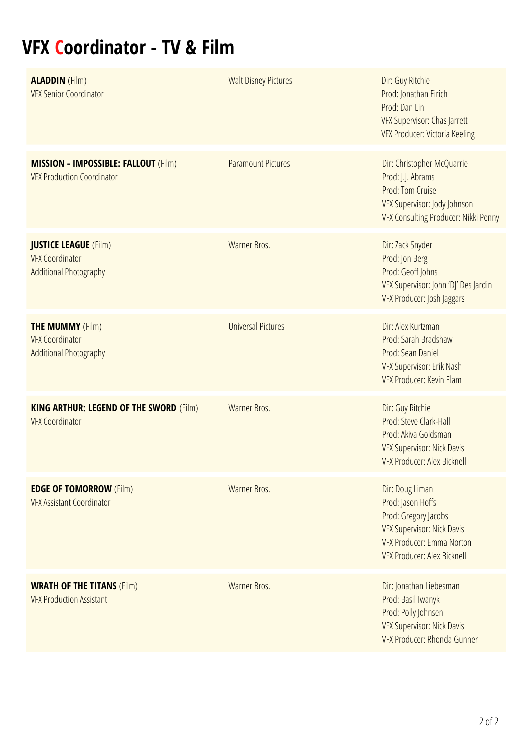# VFX Coordinator - TV & Film

| | | |
|---|---|---|
| **ALADDIN** (Film)<br>VFX Senior Coordinator | Walt Disney Pictures | Dir: Guy Ritchie<br>Prod: Jonathan Eirich<br>Prod: Dan Lin<br>VFX Supervisor: Chas Jarrett<br>VFX Producer: Victoria Keeling |
| **MISSION - IMPOSSIBLE: FALLOUT** (Film)<br>VFX Production Coordinator | Paramount Pictures | Dir: Christopher McQuarrie<br>Prod: J.J. Abrams<br>Prod: Tom Cruise<br>VFX Supervisor: Jody Johnson<br>VFX Consulting Producer: Nikki Penny |
| **JUSTICE LEAGUE** (Film)<br>VFX Coordinator<br>Additional Photography | Warner Bros. | Dir: Zack Snyder<br>Prod: Jon Berg<br>Prod: Geoff Johns<br>VFX Supervisor: John 'DJ' Des Jardin<br>VFX Producer: Josh Jaggars |
| **THE MUMMY** (Film)<br>VFX Coordinator<br>Additional Photography | Universal Pictures | Dir: Alex Kurtzman<br>Prod: Sarah Bradshaw<br>Prod: Sean Daniel<br>VFX Supervisor: Erik Nash<br>VFX Producer: Kevin Elam |
| **KING ARTHUR: LEGEND OF THE SWORD** (Film)<br>VFX Coordinator | Warner Bros. | Dir: Guy Ritchie<br>Prod: Steve Clark-Hall<br>Prod: Akiva Goldsman<br>VFX Supervisor: Nick Davis<br>VFX Producer: Alex Bicknell |
| **EDGE OF TOMORROW** (Film)<br>VFX Assistant Coordinator | Warner Bros. | Dir: Doug Liman<br>Prod: Jason Hoffs<br>Prod: Gregory Jacobs<br>VFX Supervisor: Nick Davis<br>VFX Producer: Emma Norton<br>VFX Producer: Alex Bicknell |
| **WRATH OF THE TITANS** (Film)<br>VFX Production Assistant | Warner Bros. | Dir: Jonathan Liebesman<br>Prod: Basil Iwanyk<br>Prod: Polly Johnsen<br>VFX Supervisor: Nick Davis<br>VFX Producer: Rhonda Gunner |